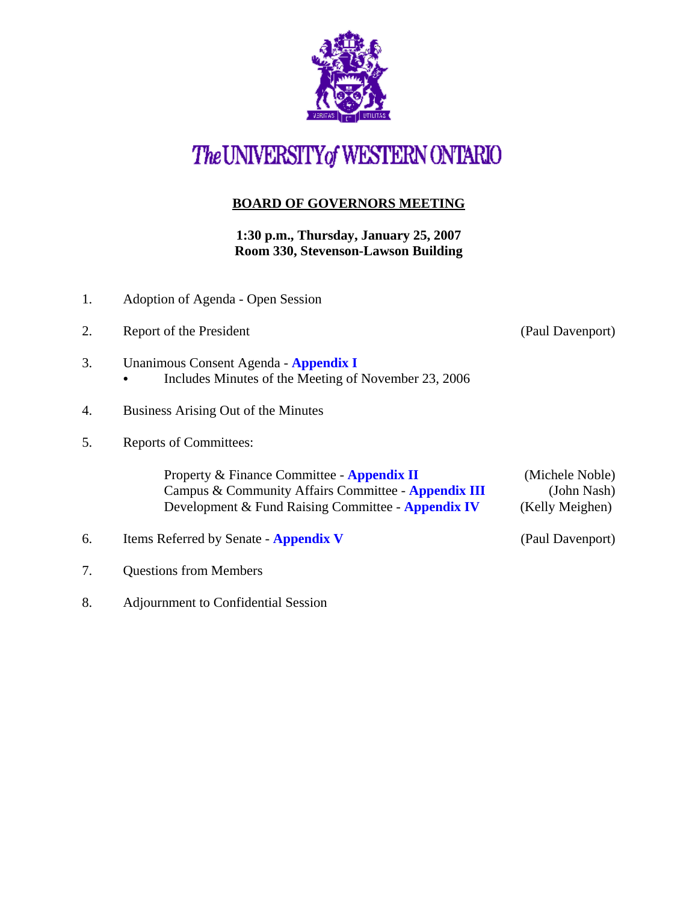# The UNIVERSITY of WESTERN ONTARIO

## BOARD OF GOVERNORS MEETING

**1:30 p.m., Thursday, January 25, 2007**
**Room 330, Stevenson-Lawson Building**

1. Adoption of Agenda - Open Session

2. Report of the President (Paul Davenport)

3. Unanimous Consent Agenda - **Appendix I**
   - Includes Minutes of the Meeting of November 23, 2006

4. Business Arising Out of the Minutes

5. Reports of Committees:

   Property & Finance Committee - **Appendix II** (Michele Noble)
   Campus & Community Affairs Committee - **Appendix III** (John Nash)
   Development & Fund Raising Committee - **Appendix IV** (Kelly Meighen)

6. Items Referred by Senate - **Appendix V** (Paul Davenport)

7. Questions from Members

8. Adjournment to Confidential Session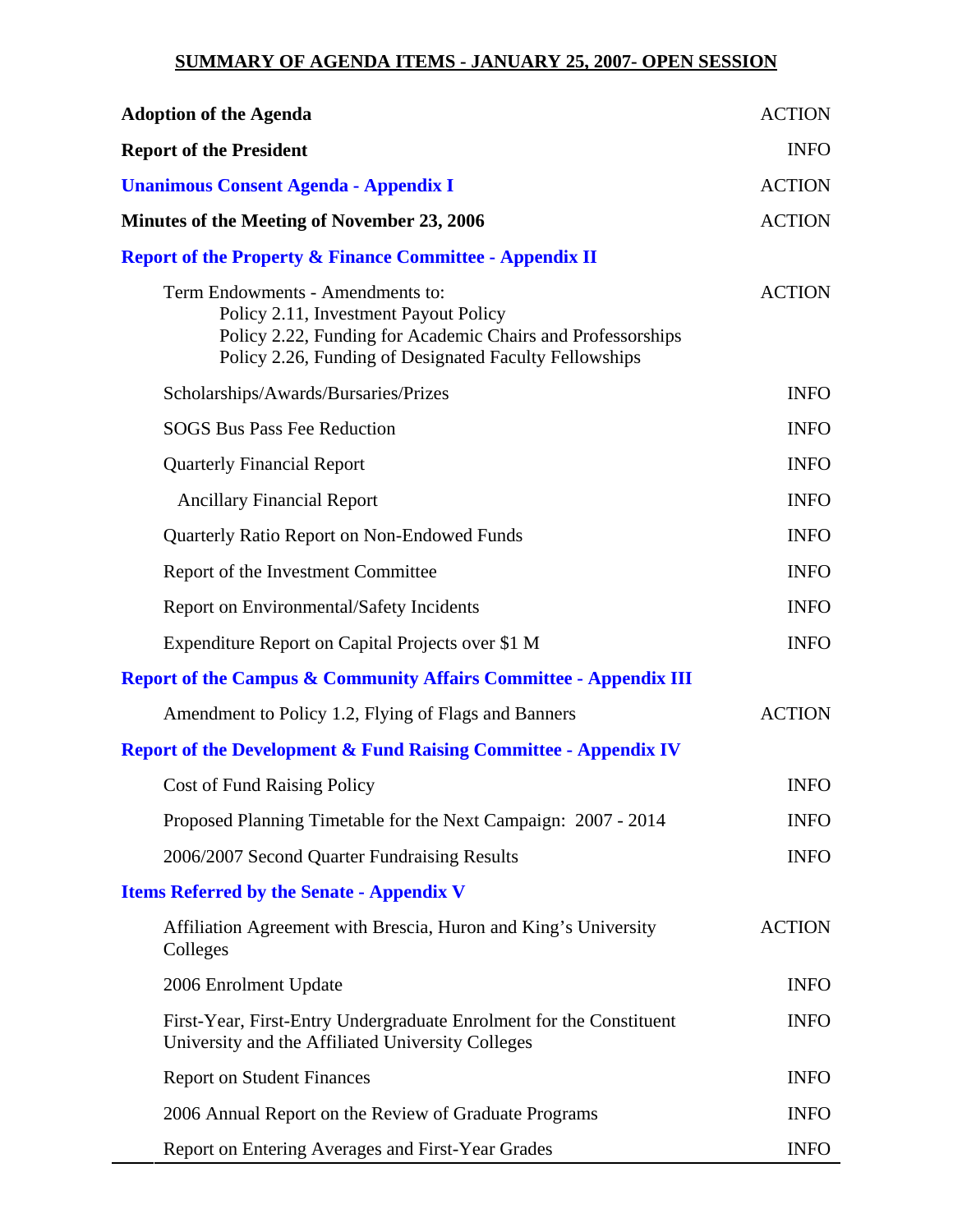## SUMMARY OF AGENDA ITEMS - JANUARY 25, 2007- OPEN SESSION

| | |
|---|---|
| **Adoption of the Agenda** | ACTION |
| **Report of the President** | INFO |
| **Unanimous Consent Agenda - Appendix I** | ACTION |
| **Minutes of the Meeting of November 23, 2006** | ACTION |
| **Report of the Property & Finance Committee - Appendix II** | |
| Term Endowments - Amendments to: Policy 2.11, Investment Payout Policy; Policy 2.22, Funding for Academic Chairs and Professorships; Policy 2.26, Funding of Designated Faculty Fellowships | ACTION |
| Scholarships/Awards/Bursaries/Prizes | INFO |
| SOGS Bus Pass Fee Reduction | INFO |
| Quarterly Financial Report | INFO |
| Ancillary Financial Report | INFO |
| Quarterly Ratio Report on Non-Endowed Funds | INFO |
| Report of the Investment Committee | INFO |
| Report on Environmental/Safety Incidents | INFO |
| Expenditure Report on Capital Projects over $1 M | INFO |
| **Report of the Campus & Community Affairs Committee - Appendix III** | |
| Amendment to Policy 1.2, Flying of Flags and Banners | ACTION |
| **Report of the Development & Fund Raising Committee - Appendix IV** | |
| Cost of Fund Raising Policy | INFO |
| Proposed Planning Timetable for the Next Campaign: 2007 - 2014 | INFO |
| 2006/2007 Second Quarter Fundraising Results | INFO |
| **Items Referred by the Senate - Appendix V** | |
| Affiliation Agreement with Brescia, Huron and King's University Colleges | ACTION |
| 2006 Enrolment Update | INFO |
| First-Year, First-Entry Undergraduate Enrolment for the Constituent University and the Affiliated University Colleges | INFO |
| Report on Student Finances | INFO |
| 2006 Annual Report on the Review of Graduate Programs | INFO |
| Report on Entering Averages and First-Year Grades | INFO |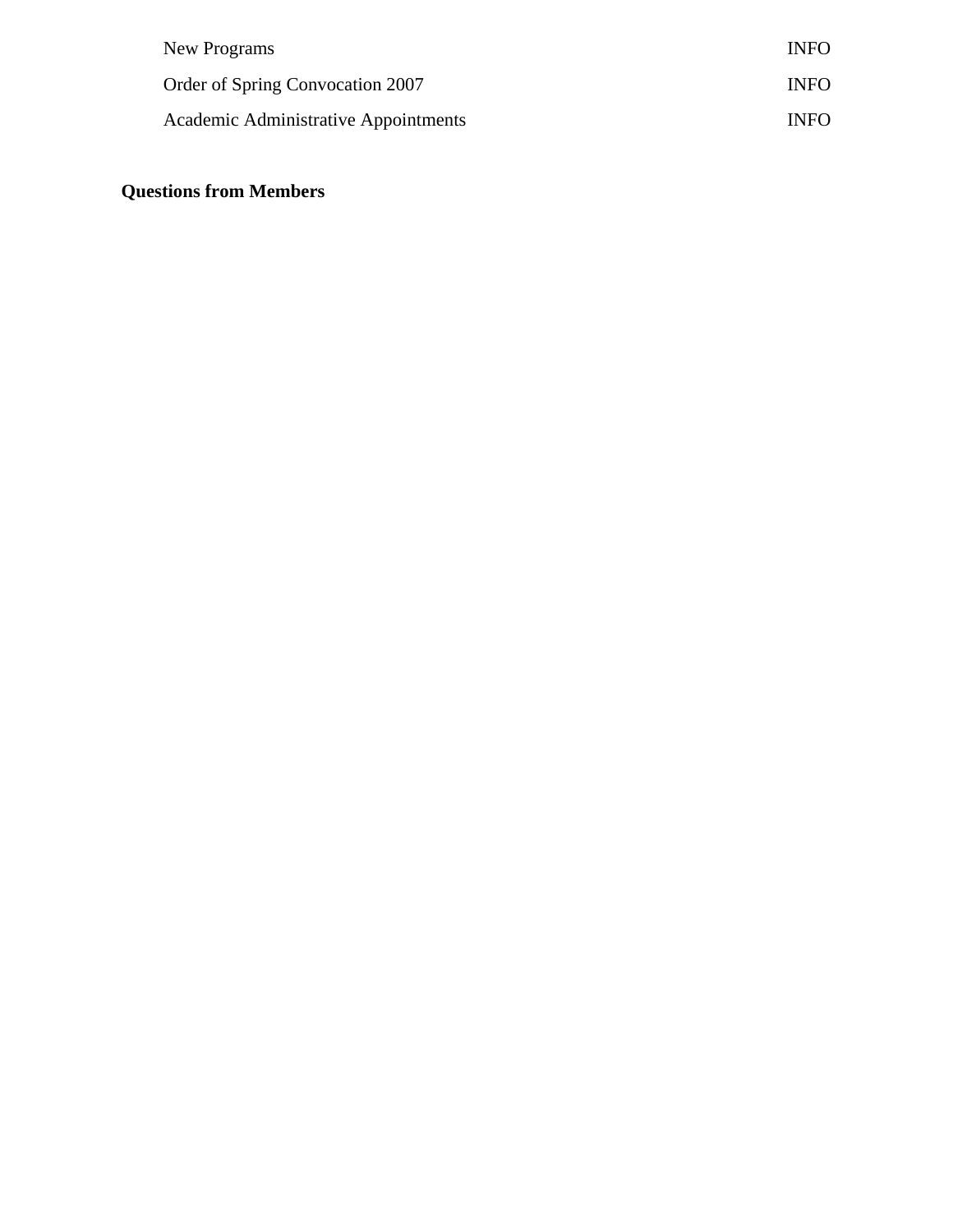| | |
|---|---|
| New Programs | INFO |
| Order of Spring Convocation 2007 | INFO |
| Academic Administrative Appointments | INFO |

**Questions from Members**